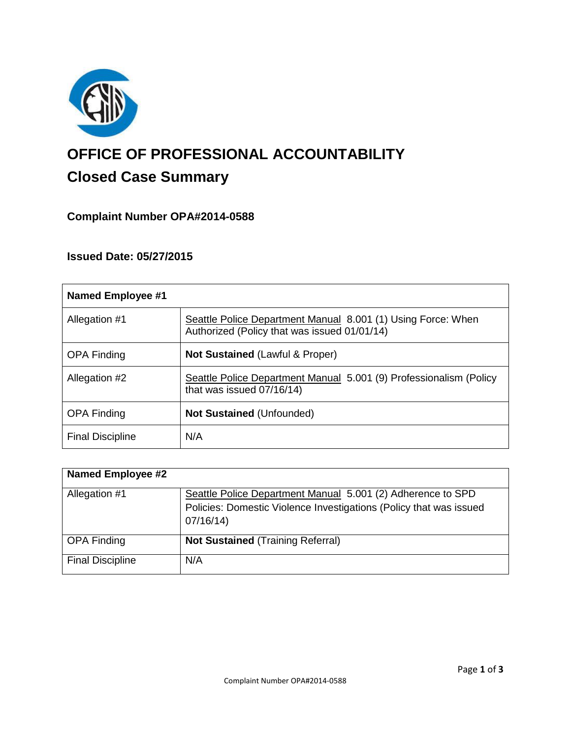# OFFICE OF PROFESSIONAL ACCOUNTABILITY

## Closed Case Summary

### Complaint Number OPA#2014-0588

### Issued Date: 05/27/2015

| Named Employee #1 | |
|---|---|
| Allegation #1 | Seattle Police Department Manual 8.001 (1) Using Force: When Authorized (Policy that was issued 01/01/14) |
| OPA Finding | **Not Sustained** (Lawful & Proper) |
| Allegation #2 | Seattle Police Department Manual 5.001 (9) Professionalism (Policy that was issued 07/16/14) |
| OPA Finding | **Not Sustained** (Unfounded) |
| Final Discipline | N/A |

| Named Employee #2 | |
|---|---|
| Allegation #1 | Seattle Police Department Manual 5.001 (2) Adherence to SPD Policies: Domestic Violence Investigations (Policy that was issued 07/16/14) |
| OPA Finding | **Not Sustained** (Training Referral) |
| Final Discipline | N/A |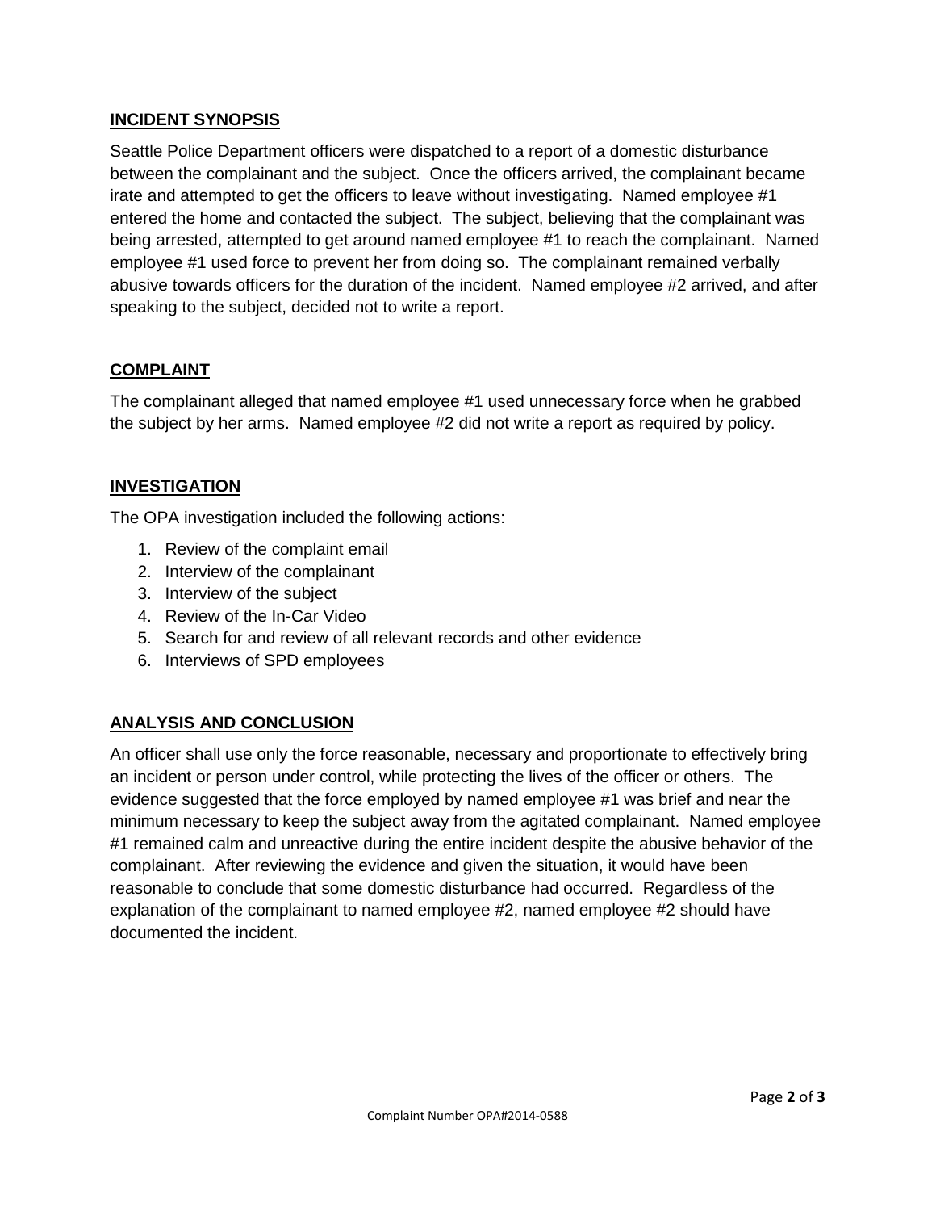## INCIDENT SYNOPSIS

Seattle Police Department officers were dispatched to a report of a domestic disturbance between the complainant and the subject. Once the officers arrived, the complainant became irate and attempted to get the officers to leave without investigating. Named employee #1 entered the home and contacted the subject. The subject, believing that the complainant was being arrested, attempted to get around named employee #1 to reach the complainant. Named employee #1 used force to prevent her from doing so. The complainant remained verbally abusive towards officers for the duration of the incident. Named employee #2 arrived, and after speaking to the subject, decided not to write a report.

## COMPLAINT

The complainant alleged that named employee #1 used unnecessary force when he grabbed the subject by her arms. Named employee #2 did not write a report as required by policy.

## INVESTIGATION

The OPA investigation included the following actions:

1. Review of the complaint email
2. Interview of the complainant
3. Interview of the subject
4. Review of the In-Car Video
5. Search for and review of all relevant records and other evidence
6. Interviews of SPD employees

## ANALYSIS AND CONCLUSION

An officer shall use only the force reasonable, necessary and proportionate to effectively bring an incident or person under control, while protecting the lives of the officer or others. The evidence suggested that the force employed by named employee #1 was brief and near the minimum necessary to keep the subject away from the agitated complainant. Named employee #1 remained calm and unreactive during the entire incident despite the abusive behavior of the complainant. After reviewing the evidence and given the situation, it would have been reasonable to conclude that some domestic disturbance had occurred. Regardless of the explanation of the complainant to named employee #2, named employee #2 should have documented the incident.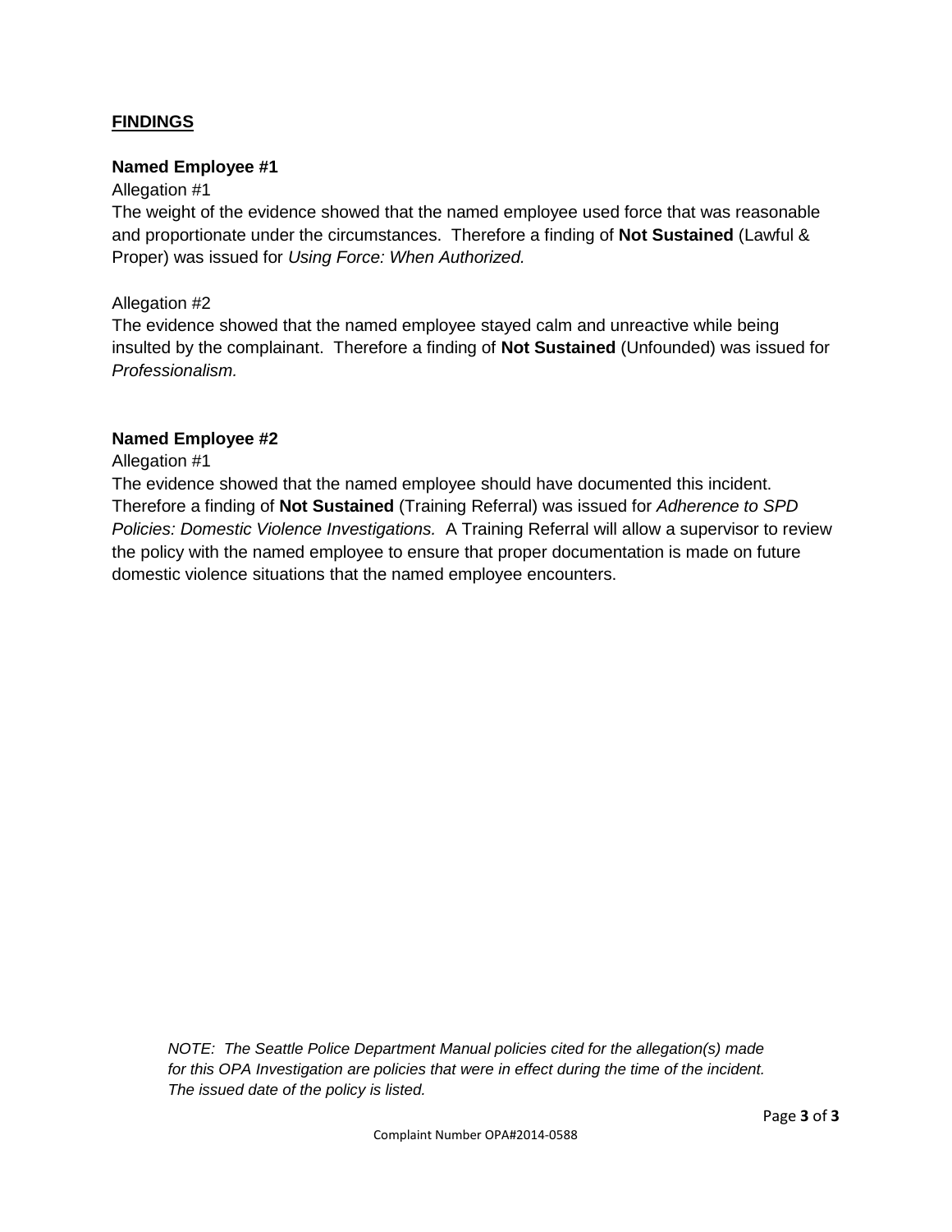## FINDINGS

### Named Employee #1

Allegation #1

The weight of the evidence showed that the named employee used force that was reasonable and proportionate under the circumstances. Therefore a finding of **Not Sustained** (Lawful & Proper) was issued for *Using Force: When Authorized.*

Allegation #2

The evidence showed that the named employee stayed calm and unreactive while being insulted by the complainant. Therefore a finding of **Not Sustained** (Unfounded) was issued for *Professionalism.*

### Named Employee #2

Allegation #1

The evidence showed that the named employee should have documented this incident. Therefore a finding of **Not Sustained** (Training Referral) was issued for *Adherence to SPD Policies: Domestic Violence Investigations.* A Training Referral will allow a supervisor to review the policy with the named employee to ensure that proper documentation is made on future domestic violence situations that the named employee encounters.

*NOTE: The Seattle Police Department Manual policies cited for the allegation(s) made for this OPA Investigation are policies that were in effect during the time of the incident. The issued date of the policy is listed.*

Complaint Number OPA#2014-0588